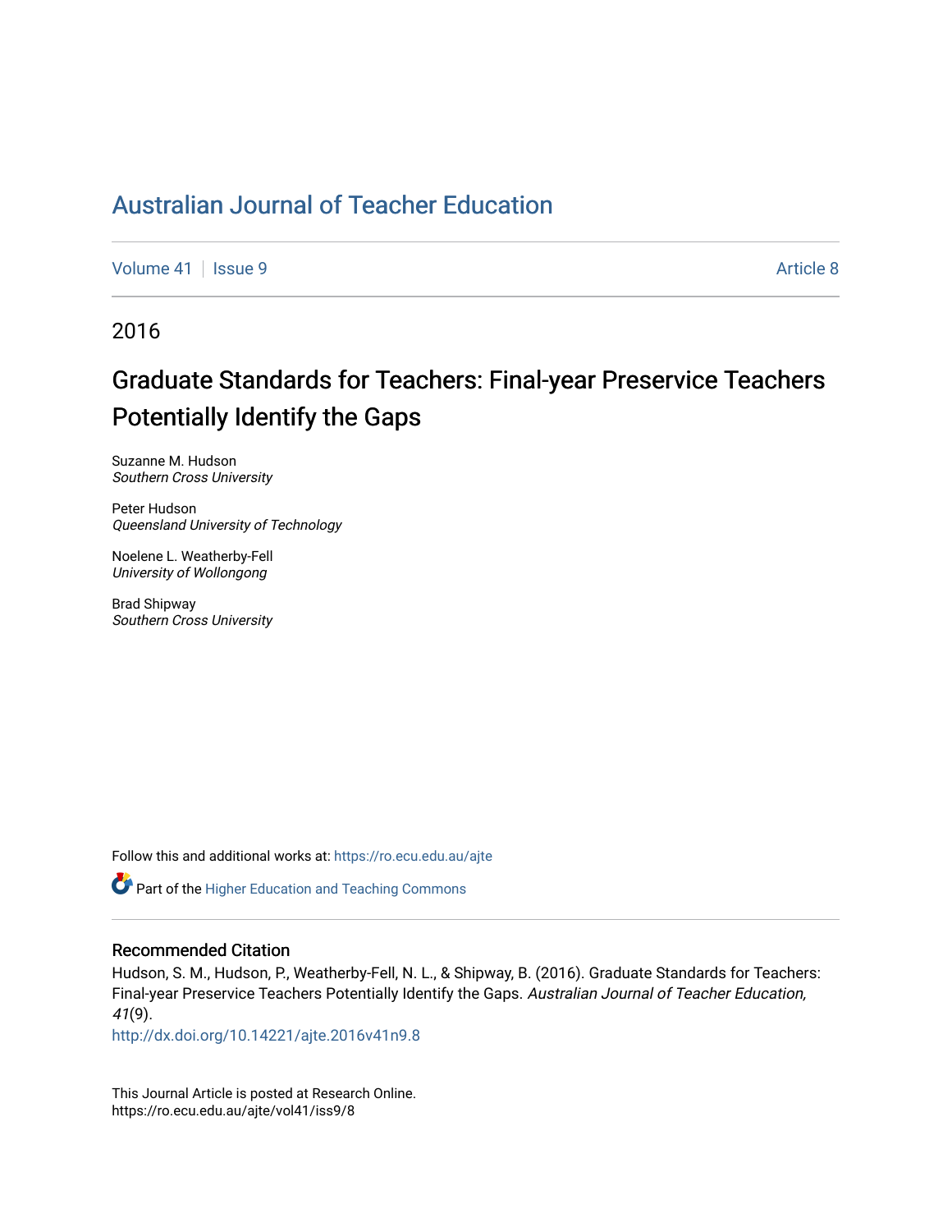# Australian Journal of Teacher Education

Volume 41 | Issue 9 Article 8

2016

## Graduate Standards for Teachers: Final-year Preservice Teachers Potentially Identify the Gaps

Suzanne M. Hudson
*Southern Cross University*

Peter Hudson
*Queensland University of Technology*

Noelene L. Weatherby-Fell
*University of Wollongong*

Brad Shipway
*Southern Cross University*

Follow this and additional works at: https://ro.ecu.edu.au/ajte

Part of the Higher Education and Teaching Commons

### Recommended Citation

Hudson, S. M., Hudson, P., Weatherby-Fell, N. L., & Shipway, B. (2016). Graduate Standards for Teachers: Final-year Preservice Teachers Potentially Identify the Gaps. *Australian Journal of Teacher Education, 41*(9).
http://dx.doi.org/10.14221/ajte.2016v41n9.8

This Journal Article is posted at Research Online.
https://ro.ecu.edu.au/ajte/vol41/iss9/8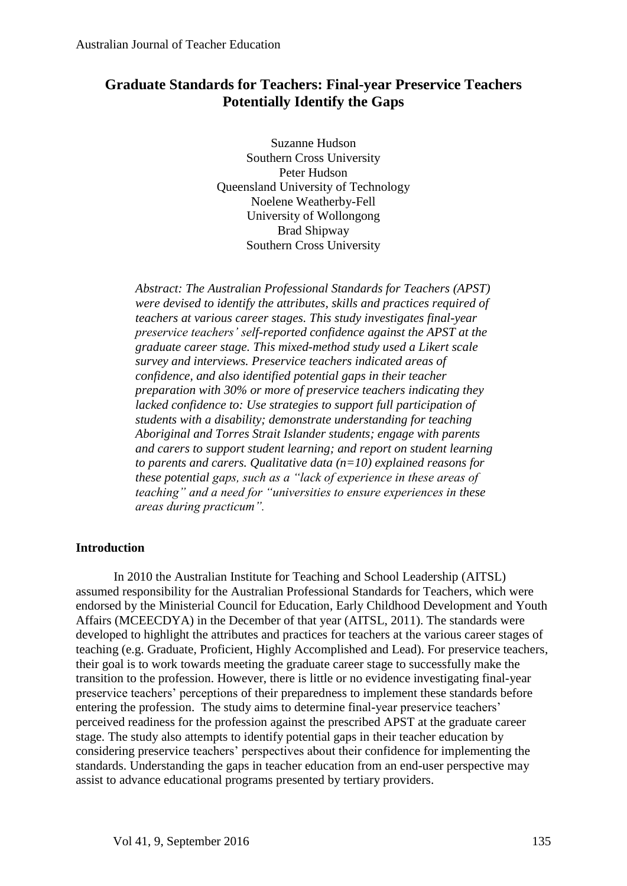# Graduate Standards for Teachers: Final-year Preservice Teachers Potentially Identify the Gaps

Suzanne Hudson
Southern Cross University
Peter Hudson
Queensland University of Technology
Noelene Weatherby-Fell
University of Wollongong
Brad Shipway
Southern Cross University

*Abstract: The Australian Professional Standards for Teachers (APST) were devised to identify the attributes, skills and practices required of teachers at various career stages. This study investigates final-year preservice teachers' self-reported confidence against the APST at the graduate career stage. This mixed-method study used a Likert scale survey and interviews. Preservice teachers indicated areas of confidence, and also identified potential gaps in their teacher preparation with 30% or more of preservice teachers indicating they lacked confidence to: Use strategies to support full participation of students with a disability; demonstrate understanding for teaching Aboriginal and Torres Strait Islander students; engage with parents and carers to support student learning; and report on student learning to parents and carers. Qualitative data (n=10) explained reasons for these potential gaps, such as a "lack of experience in these areas of teaching" and a need for "universities to ensure experiences in these areas during practicum".*

## Introduction

In 2010 the Australian Institute for Teaching and School Leadership (AITSL) assumed responsibility for the Australian Professional Standards for Teachers, which were endorsed by the Ministerial Council for Education, Early Childhood Development and Youth Affairs (MCEECDYA) in the December of that year (AITSL, 2011). The standards were developed to highlight the attributes and practices for teachers at the various career stages of teaching (e.g. Graduate, Proficient, Highly Accomplished and Lead). For preservice teachers, their goal is to work towards meeting the graduate career stage to successfully make the transition to the profession. However, there is little or no evidence investigating final-year preservice teachers' perceptions of their preparedness to implement these standards before entering the profession. The study aims to determine final-year preservice teachers' perceived readiness for the profession against the prescribed APST at the graduate career stage. The study also attempts to identify potential gaps in their teacher education by considering preservice teachers' perspectives about their confidence for implementing the standards. Understanding the gaps in teacher education from an end-user perspective may assist to advance educational programs presented by tertiary providers.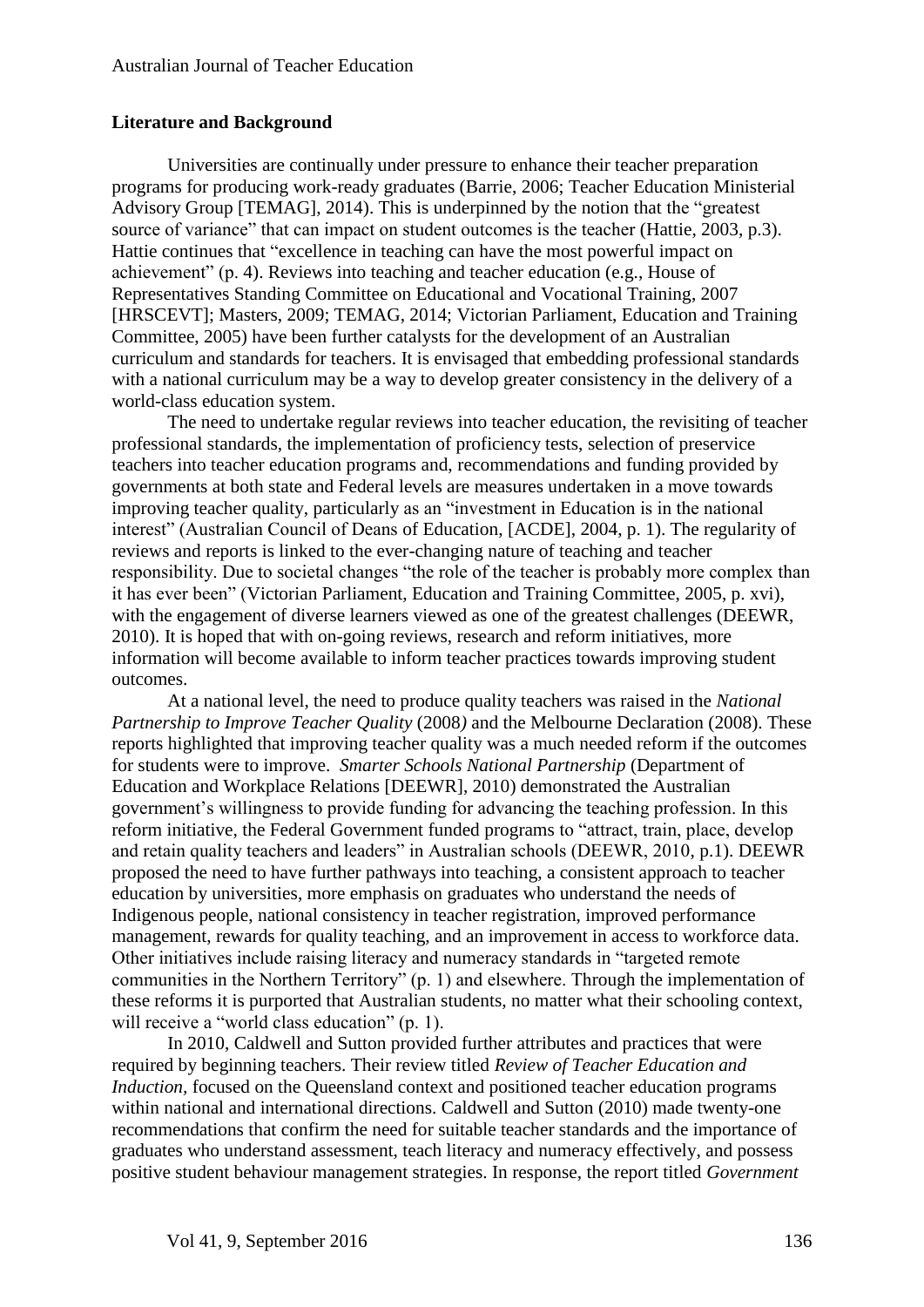## Literature and Background

Universities are continually under pressure to enhance their teacher preparation programs for producing work-ready graduates (Barrie, 2006; Teacher Education Ministerial Advisory Group [TEMAG], 2014). This is underpinned by the notion that the "greatest source of variance" that can impact on student outcomes is the teacher (Hattie, 2003, p.3). Hattie continues that "excellence in teaching can have the most powerful impact on achievement" (p. 4). Reviews into teaching and teacher education (e.g., House of Representatives Standing Committee on Educational and Vocational Training, 2007 [HRSCEVT]; Masters, 2009; TEMAG, 2014; Victorian Parliament, Education and Training Committee, 2005) have been further catalysts for the development of an Australian curriculum and standards for teachers. It is envisaged that embedding professional standards with a national curriculum may be a way to develop greater consistency in the delivery of a world-class education system.

The need to undertake regular reviews into teacher education, the revisiting of teacher professional standards, the implementation of proficiency tests, selection of preservice teachers into teacher education programs and, recommendations and funding provided by governments at both state and Federal levels are measures undertaken in a move towards improving teacher quality, particularly as an "investment in Education is in the national interest" (Australian Council of Deans of Education, [ACDE], 2004, p. 1). The regularity of reviews and reports is linked to the ever-changing nature of teaching and teacher responsibility. Due to societal changes "the role of the teacher is probably more complex than it has ever been" (Victorian Parliament, Education and Training Committee, 2005, p. xvi), with the engagement of diverse learners viewed as one of the greatest challenges (DEEWR, 2010). It is hoped that with on-going reviews, research and reform initiatives, more information will become available to inform teacher practices towards improving student outcomes.

At a national level, the need to produce quality teachers was raised in the *National Partnership to Improve Teacher Quality* (2008) and the Melbourne Declaration (2008). These reports highlighted that improving teacher quality was a much needed reform if the outcomes for students were to improve. *Smarter Schools National Partnership* (Department of Education and Workplace Relations [DEEWR], 2010) demonstrated the Australian government's willingness to provide funding for advancing the teaching profession. In this reform initiative, the Federal Government funded programs to "attract, train, place, develop and retain quality teachers and leaders" in Australian schools (DEEWR, 2010, p.1). DEEWR proposed the need to have further pathways into teaching, a consistent approach to teacher education by universities, more emphasis on graduates who understand the needs of Indigenous people, national consistency in teacher registration, improved performance management, rewards for quality teaching, and an improvement in access to workforce data. Other initiatives include raising literacy and numeracy standards in "targeted remote communities in the Northern Territory" (p. 1) and elsewhere. Through the implementation of these reforms it is purported that Australian students, no matter what their schooling context, will receive a "world class education" (p. 1).

In 2010, Caldwell and Sutton provided further attributes and practices that were required by beginning teachers. Their review titled *Review of Teacher Education and Induction,* focused on the Queensland context and positioned teacher education programs within national and international directions. Caldwell and Sutton (2010) made twenty-one recommendations that confirm the need for suitable teacher standards and the importance of graduates who understand assessment, teach literacy and numeracy effectively, and possess positive student behaviour management strategies. In response, the report titled *Government*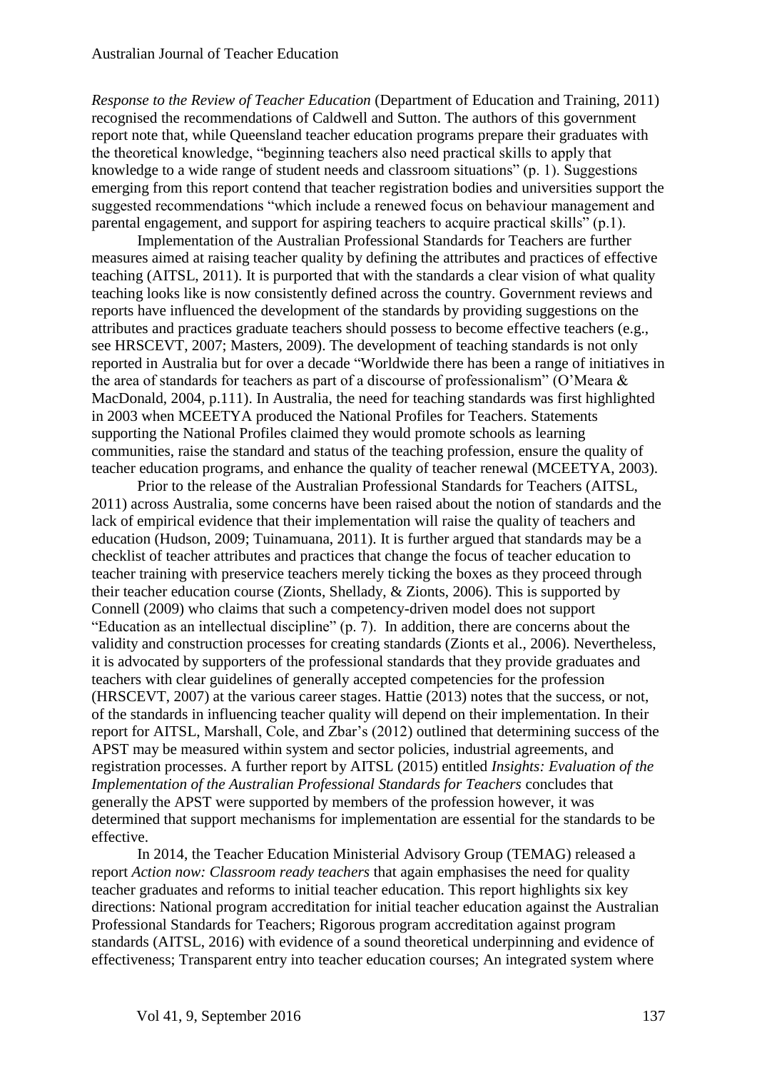*Response to the Review of Teacher Education* (Department of Education and Training, 2011) recognised the recommendations of Caldwell and Sutton. The authors of this government report note that, while Queensland teacher education programs prepare their graduates with the theoretical knowledge, "beginning teachers also need practical skills to apply that knowledge to a wide range of student needs and classroom situations" (p. 1). Suggestions emerging from this report contend that teacher registration bodies and universities support the suggested recommendations "which include a renewed focus on behaviour management and parental engagement, and support for aspiring teachers to acquire practical skills" (p.1).

Implementation of the Australian Professional Standards for Teachers are further measures aimed at raising teacher quality by defining the attributes and practices of effective teaching (AITSL, 2011). It is purported that with the standards a clear vision of what quality teaching looks like is now consistently defined across the country. Government reviews and reports have influenced the development of the standards by providing suggestions on the attributes and practices graduate teachers should possess to become effective teachers (e.g., see HRSCEVT, 2007; Masters, 2009). The development of teaching standards is not only reported in Australia but for over a decade "Worldwide there has been a range of initiatives in the area of standards for teachers as part of a discourse of professionalism" (O'Meara & MacDonald, 2004, p.111). In Australia, the need for teaching standards was first highlighted in 2003 when MCEETYA produced the National Profiles for Teachers. Statements supporting the National Profiles claimed they would promote schools as learning communities, raise the standard and status of the teaching profession, ensure the quality of teacher education programs, and enhance the quality of teacher renewal (MCEETYA, 2003).

Prior to the release of the Australian Professional Standards for Teachers (AITSL, 2011) across Australia, some concerns have been raised about the notion of standards and the lack of empirical evidence that their implementation will raise the quality of teachers and education (Hudson, 2009; Tuinamuana, 2011). It is further argued that standards may be a checklist of teacher attributes and practices that change the focus of teacher education to teacher training with preservice teachers merely ticking the boxes as they proceed through their teacher education course (Zionts, Shellady, & Zionts, 2006). This is supported by Connell (2009) who claims that such a competency-driven model does not support "Education as an intellectual discipline" (p. 7). In addition, there are concerns about the validity and construction processes for creating standards (Zionts et al., 2006). Nevertheless, it is advocated by supporters of the professional standards that they provide graduates and teachers with clear guidelines of generally accepted competencies for the profession (HRSCEVT, 2007) at the various career stages. Hattie (2013) notes that the success, or not, of the standards in influencing teacher quality will depend on their implementation. In their report for AITSL, Marshall, Cole, and Zbar's (2012) outlined that determining success of the APST may be measured within system and sector policies, industrial agreements, and registration processes. A further report by AITSL (2015) entitled *Insights: Evaluation of the Implementation of the Australian Professional Standards for Teachers* concludes that generally the APST were supported by members of the profession however, it was determined that support mechanisms for implementation are essential for the standards to be effective.

In 2014, the Teacher Education Ministerial Advisory Group (TEMAG) released a report *Action now: Classroom ready teachers* that again emphasises the need for quality teacher graduates and reforms to initial teacher education. This report highlights six key directions: National program accreditation for initial teacher education against the Australian Professional Standards for Teachers; Rigorous program accreditation against program standards (AITSL, 2016) with evidence of a sound theoretical underpinning and evidence of effectiveness; Transparent entry into teacher education courses; An integrated system where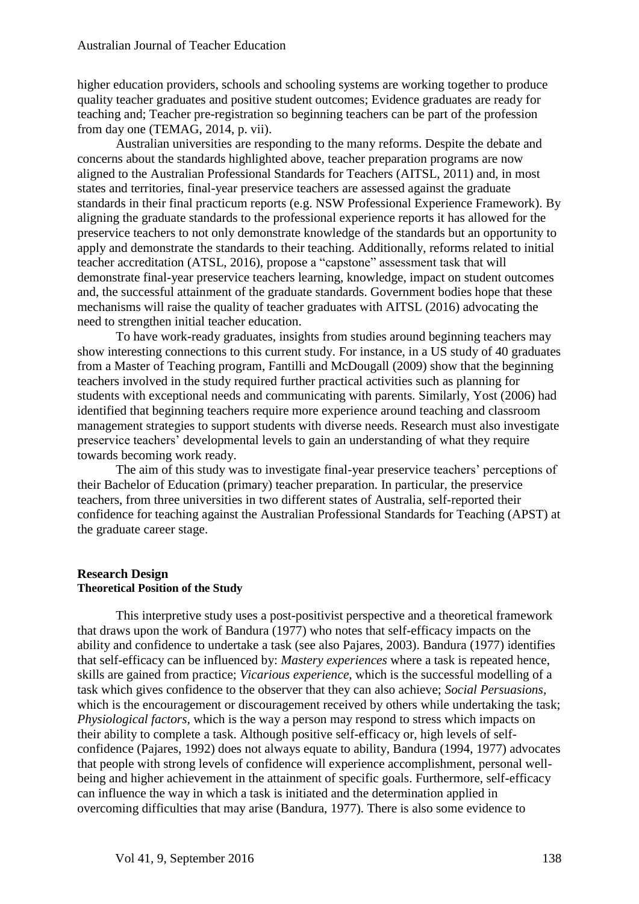higher education providers, schools and schooling systems are working together to produce quality teacher graduates and positive student outcomes; Evidence graduates are ready for teaching and; Teacher pre-registration so beginning teachers can be part of the profession from day one (TEMAG, 2014, p. vii).

Australian universities are responding to the many reforms. Despite the debate and concerns about the standards highlighted above, teacher preparation programs are now aligned to the Australian Professional Standards for Teachers (AITSL, 2011) and, in most states and territories, final-year preservice teachers are assessed against the graduate standards in their final practicum reports (e.g. NSW Professional Experience Framework). By aligning the graduate standards to the professional experience reports it has allowed for the preservice teachers to not only demonstrate knowledge of the standards but an opportunity to apply and demonstrate the standards to their teaching. Additionally, reforms related to initial teacher accreditation (ATSL, 2016), propose a "capstone" assessment task that will demonstrate final-year preservice teachers learning, knowledge, impact on student outcomes and, the successful attainment of the graduate standards. Government bodies hope that these mechanisms will raise the quality of teacher graduates with AITSL (2016) advocating the need to strengthen initial teacher education.

To have work-ready graduates, insights from studies around beginning teachers may show interesting connections to this current study. For instance, in a US study of 40 graduates from a Master of Teaching program, Fantilli and McDougall (2009) show that the beginning teachers involved in the study required further practical activities such as planning for students with exceptional needs and communicating with parents. Similarly, Yost (2006) had identified that beginning teachers require more experience around teaching and classroom management strategies to support students with diverse needs. Research must also investigate preservice teachers' developmental levels to gain an understanding of what they require towards becoming work ready.

The aim of this study was to investigate final-year preservice teachers' perceptions of their Bachelor of Education (primary) teacher preparation. In particular, the preservice teachers, from three universities in two different states of Australia, self-reported their confidence for teaching against the Australian Professional Standards for Teaching (APST) at the graduate career stage.

## Research Design

### Theoretical Position of the Study

This interpretive study uses a post-positivist perspective and a theoretical framework that draws upon the work of Bandura (1977) who notes that self-efficacy impacts on the ability and confidence to undertake a task (see also Pajares, 2003). Bandura (1977) identifies that self-efficacy can be influenced by: *Mastery experiences* where a task is repeated hence, skills are gained from practice; *Vicarious experience,* which is the successful modelling of a task which gives confidence to the observer that they can also achieve; *Social Persuasions,* which is the encouragement or discouragement received by others while undertaking the task; *Physiological factors*, which is the way a person may respond to stress which impacts on their ability to complete a task. Although positive self-efficacy or, high levels of self-confidence (Pajares, 1992) does not always equate to ability, Bandura (1994, 1977) advocates that people with strong levels of confidence will experience accomplishment, personal well-being and higher achievement in the attainment of specific goals. Furthermore, self-efficacy can influence the way in which a task is initiated and the determination applied in overcoming difficulties that may arise (Bandura, 1977). There is also some evidence to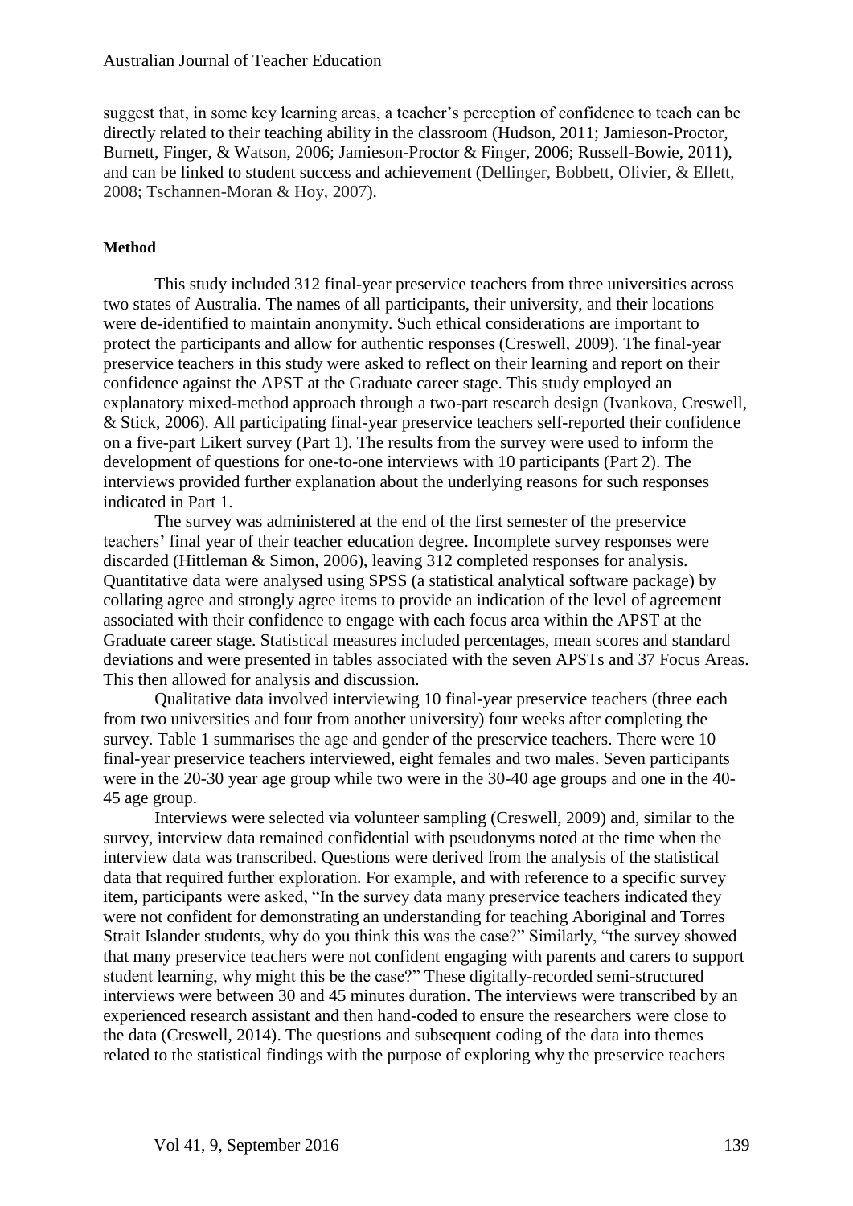suggest that, in some key learning areas, a teacher's perception of confidence to teach can be directly related to their teaching ability in the classroom (Hudson, 2011; Jamieson-Proctor, Burnett, Finger, & Watson, 2006; Jamieson-Proctor & Finger, 2006; Russell-Bowie, 2011), and can be linked to student success and achievement (Dellinger, Bobbett, Olivier, & Ellett, 2008; Tschannen-Moran & Hoy, 2007).

**Method**

This study included 312 final-year preservice teachers from three universities across two states of Australia. The names of all participants, their university, and their locations were de-identified to maintain anonymity. Such ethical considerations are important to protect the participants and allow for authentic responses (Creswell, 2009). The final-year preservice teachers in this study were asked to reflect on their learning and report on their confidence against the APST at the Graduate career stage. This study employed an explanatory mixed-method approach through a two-part research design (Ivankova, Creswell, & Stick, 2006). All participating final-year preservice teachers self-reported their confidence on a five-part Likert survey (Part 1). The results from the survey were used to inform the development of questions for one-to-one interviews with 10 participants (Part 2). The interviews provided further explanation about the underlying reasons for such responses indicated in Part 1.

The survey was administered at the end of the first semester of the preservice teachers' final year of their teacher education degree. Incomplete survey responses were discarded (Hittleman & Simon, 2006), leaving 312 completed responses for analysis. Quantitative data were analysed using SPSS (a statistical analytical software package) by collating agree and strongly agree items to provide an indication of the level of agreement associated with their confidence to engage with each focus area within the APST at the Graduate career stage. Statistical measures included percentages, mean scores and standard deviations and were presented in tables associated with the seven APSTs and 37 Focus Areas. This then allowed for analysis and discussion.

Qualitative data involved interviewing 10 final-year preservice teachers (three each from two universities and four from another university) four weeks after completing the survey. Table 1 summarises the age and gender of the preservice teachers. There were 10 final-year preservice teachers interviewed, eight females and two males. Seven participants were in the 20-30 year age group while two were in the 30-40 age groups and one in the 40-45 age group.

Interviews were selected via volunteer sampling (Creswell, 2009) and, similar to the survey, interview data remained confidential with pseudonyms noted at the time when the interview data was transcribed. Questions were derived from the analysis of the statistical data that required further exploration. For example, and with reference to a specific survey item, participants were asked, "In the survey data many preservice teachers indicated they were not confident for demonstrating an understanding for teaching Aboriginal and Torres Strait Islander students, why do you think this was the case?" Similarly, "the survey showed that many preservice teachers were not confident engaging with parents and carers to support student learning, why might this be the case?" These digitally-recorded semi-structured interviews were between 30 and 45 minutes duration. The interviews were transcribed by an experienced research assistant and then hand-coded to ensure the researchers were close to the data (Creswell, 2014). The questions and subsequent coding of the data into themes related to the statistical findings with the purpose of exploring why the preservice teachers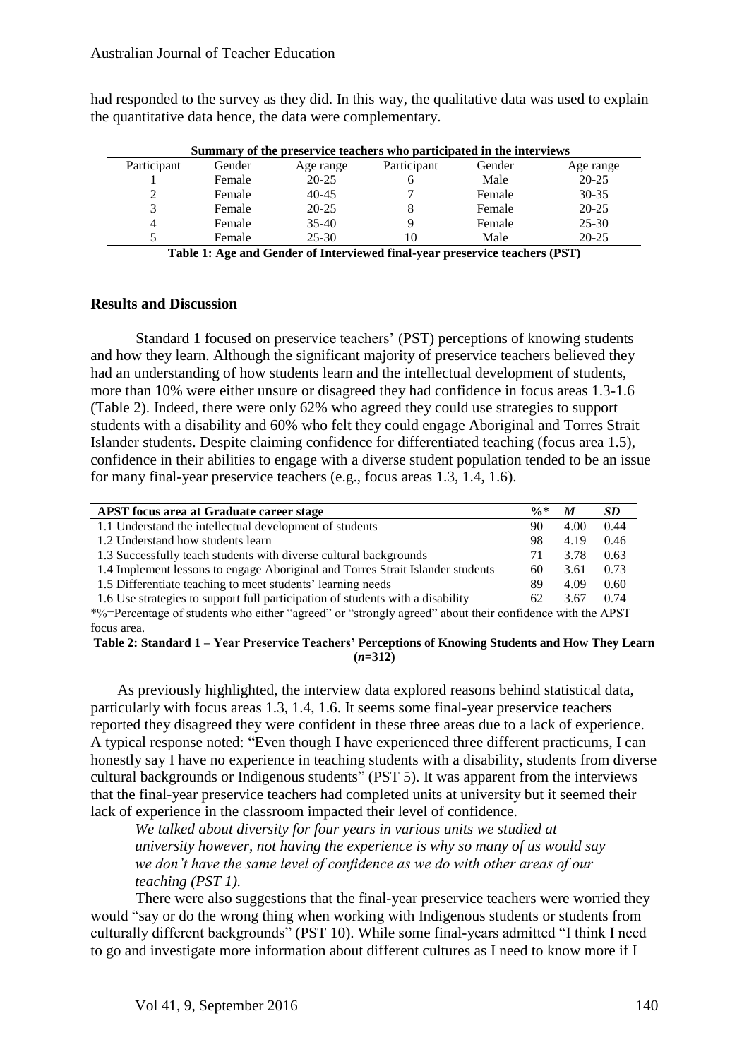had responded to the survey as they did. In this way, the qualitative data was used to explain the quantitative data hence, the data were complementary.

| Summary of the preservice teachers who participated in the interviews | | | | | |
|---|---|---|---|---|---|
| Participant | Gender | Age range | Participant | Gender | Age range |
| 1 | Female | 20-25 | 6 | Male | 20-25 |
| 2 | Female | 40-45 | 7 | Female | 30-35 |
| 3 | Female | 20-25 | 8 | Female | 20-25 |
| 4 | Female | 35-40 | 9 | Female | 25-30 |
| 5 | Female | 25-30 | 10 | Male | 20-25 |

**Table 1: Age and Gender of Interviewed final-year preservice teachers (PST)**

## Results and Discussion

Standard 1 focused on preservice teachers' (PST) perceptions of knowing students and how they learn. Although the significant majority of preservice teachers believed they had an understanding of how students learn and the intellectual development of students, more than 10% were either unsure or disagreed they had confidence in focus areas 1.3-1.6 (Table 2). Indeed, there were only 62% who agreed they could use strategies to support students with a disability and 60% who felt they could engage Aboriginal and Torres Strait Islander students. Despite claiming confidence for differentiated teaching (focus area 1.5), confidence in their abilities to engage with a diverse student population tended to be an issue for many final-year preservice teachers (e.g., focus areas 1.3, 1.4, 1.6).

| APST focus area at Graduate career stage | %* | *M* | *SD* |
|---|---|---|---|
| 1.1 Understand the intellectual development of students | 90 | 4.00 | 0.44 |
| 1.2 Understand how students learn | 98 | 4.19 | 0.46 |
| 1.3 Successfully teach students with diverse cultural backgrounds | 71 | 3.78 | 0.63 |
| 1.4 Implement lessons to engage Aboriginal and Torres Strait Islander students | 60 | 3.61 | 0.73 |
| 1.5 Differentiate teaching to meet students' learning needs | 89 | 4.09 | 0.60 |
| 1.6 Use strategies to support full participation of students with a disability | 62 | 3.67 | 0.74 |

*%=Percentage of students who either "agreed" or "strongly agreed" about their confidence with the APST focus area.

**Table 2: Standard 1 – Year Preservice Teachers' Perceptions of Knowing Students and How They Learn (*n*=312)**

As previously highlighted, the interview data explored reasons behind statistical data, particularly with focus areas 1.3, 1.4, 1.6. It seems some final-year preservice teachers reported they disagreed they were confident in these three areas due to a lack of experience. A typical response noted: "Even though I have experienced three different practicums, I can honestly say I have no experience in teaching students with a disability, students from diverse cultural backgrounds or Indigenous students" (PST 5). It was apparent from the interviews that the final-year preservice teachers had completed units at university but it seemed their lack of experience in the classroom impacted their level of confidence.

> *We talked about diversity for four years in various units we studied at university however, not having the experience is why so many of us would say we don't have the same level of confidence as we do with other areas of our teaching (PST 1).*

There were also suggestions that the final-year preservice teachers were worried they would "say or do the wrong thing when working with Indigenous students or students from culturally different backgrounds" (PST 10). While some final-years admitted "I think I need to go and investigate more information about different cultures as I need to know more if I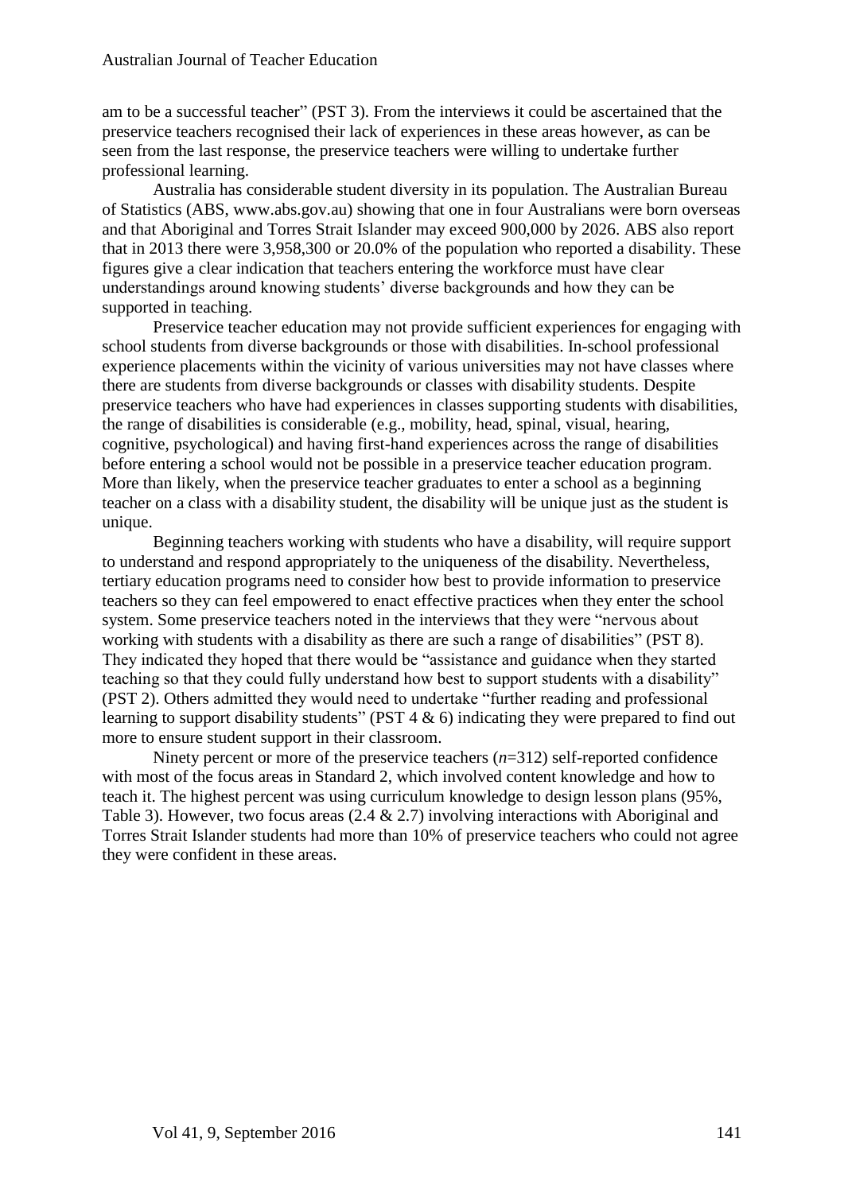am to be a successful teacher" (PST 3). From the interviews it could be ascertained that the preservice teachers recognised their lack of experiences in these areas however, as can be seen from the last response, the preservice teachers were willing to undertake further professional learning.

Australia has considerable student diversity in its population. The Australian Bureau of Statistics (ABS, www.abs.gov.au) showing that one in four Australians were born overseas and that Aboriginal and Torres Strait Islander may exceed 900,000 by 2026. ABS also report that in 2013 there were 3,958,300 or 20.0% of the population who reported a disability. These figures give a clear indication that teachers entering the workforce must have clear understandings around knowing students' diverse backgrounds and how they can be supported in teaching.

Preservice teacher education may not provide sufficient experiences for engaging with school students from diverse backgrounds or those with disabilities. In-school professional experience placements within the vicinity of various universities may not have classes where there are students from diverse backgrounds or classes with disability students. Despite preservice teachers who have had experiences in classes supporting students with disabilities, the range of disabilities is considerable (e.g., mobility, head, spinal, visual, hearing, cognitive, psychological) and having first-hand experiences across the range of disabilities before entering a school would not be possible in a preservice teacher education program. More than likely, when the preservice teacher graduates to enter a school as a beginning teacher on a class with a disability student, the disability will be unique just as the student is unique.

Beginning teachers working with students who have a disability, will require support to understand and respond appropriately to the uniqueness of the disability. Nevertheless, tertiary education programs need to consider how best to provide information to preservice teachers so they can feel empowered to enact effective practices when they enter the school system. Some preservice teachers noted in the interviews that they were "nervous about working with students with a disability as there are such a range of disabilities" (PST 8). They indicated they hoped that there would be "assistance and guidance when they started teaching so that they could fully understand how best to support students with a disability" (PST 2). Others admitted they would need to undertake "further reading and professional learning to support disability students" (PST 4 & 6) indicating they were prepared to find out more to ensure student support in their classroom.

Ninety percent or more of the preservice teachers (*n*=312) self-reported confidence with most of the focus areas in Standard 2, which involved content knowledge and how to teach it. The highest percent was using curriculum knowledge to design lesson plans (95%, Table 3). However, two focus areas (2.4 & 2.7) involving interactions with Aboriginal and Torres Strait Islander students had more than 10% of preservice teachers who could not agree they were confident in these areas.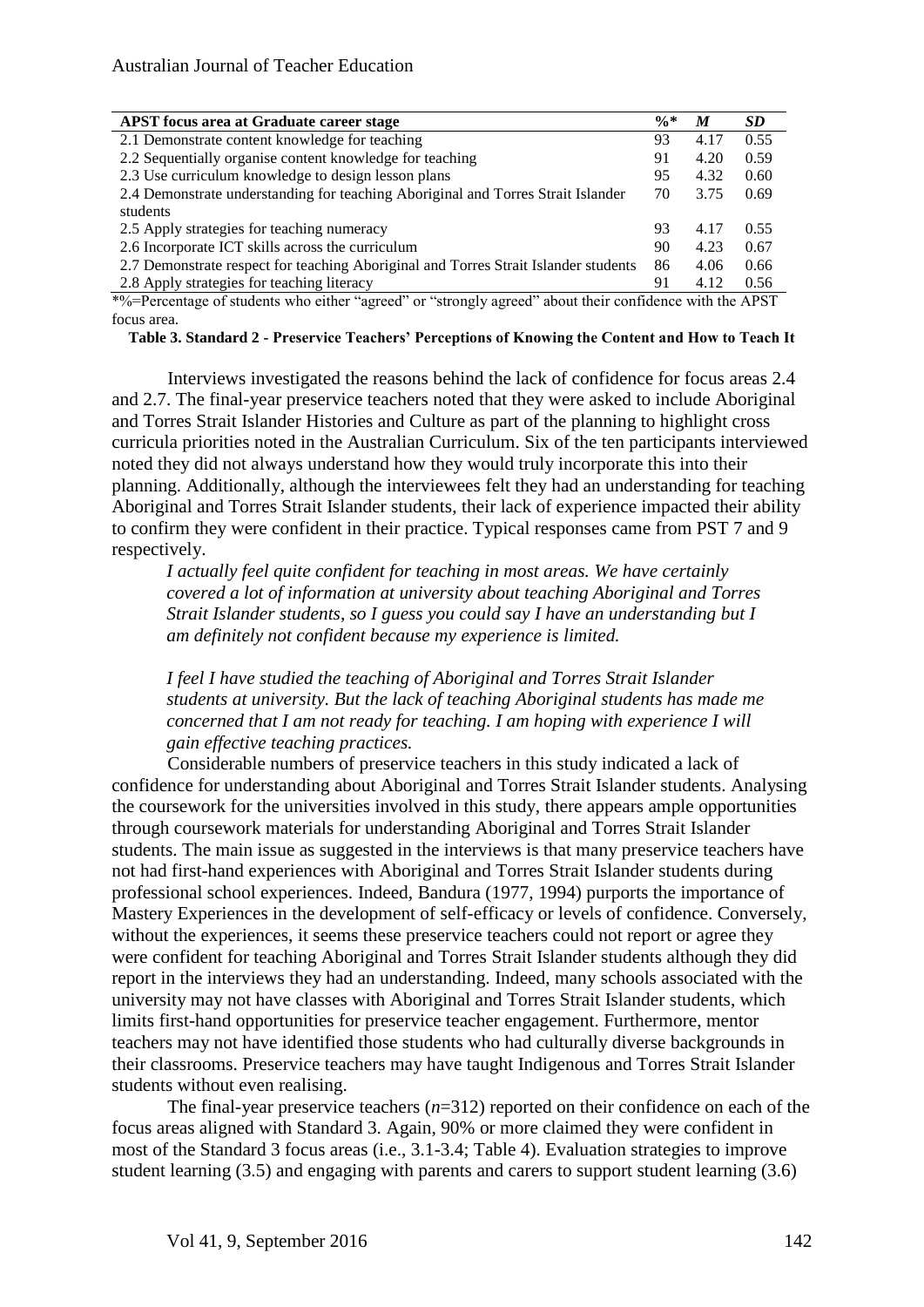| APST focus area at Graduate career stage | %* | *M* | *SD* |
| --- | --- | --- | --- |
| 2.1 Demonstrate content knowledge for teaching | 93 | 4.17 | 0.55 |
| 2.2 Sequentially organise content knowledge for teaching | 91 | 4.20 | 0.59 |
| 2.3 Use curriculum knowledge to design lesson plans | 95 | 4.32 | 0.60 |
| 2.4 Demonstrate understanding for teaching Aboriginal and Torres Strait Islander students | 70 | 3.75 | 0.69 |
| 2.5 Apply strategies for teaching numeracy | 93 | 4.17 | 0.55 |
| 2.6 Incorporate ICT skills across the curriculum | 90 | 4.23 | 0.67 |
| 2.7 Demonstrate respect for teaching Aboriginal and Torres Strait Islander students | 86 | 4.06 | 0.66 |
| 2.8 Apply strategies for teaching literacy | 91 | 4.12 | 0.56 |

*%=Percentage of students who either "agreed" or "strongly agreed" about their confidence with the APST focus area.

**Table 3. Standard 2 - Preservice Teachers' Perceptions of Knowing the Content and How to Teach It**

Interviews investigated the reasons behind the lack of confidence for focus areas 2.4 and 2.7. The final-year preservice teachers noted that they were asked to include Aboriginal and Torres Strait Islander Histories and Culture as part of the planning to highlight cross curricula priorities noted in the Australian Curriculum. Six of the ten participants interviewed noted they did not always understand how they would truly incorporate this into their planning. Additionally, although the interviewees felt they had an understanding for teaching Aboriginal and Torres Strait Islander students, their lack of experience impacted their ability to confirm they were confident in their practice. Typical responses came from PST 7 and 9 respectively.

> *I actually feel quite confident for teaching in most areas. We have certainly covered a lot of information at university about teaching Aboriginal and Torres Strait Islander students, so I guess you could say I have an understanding but I am definitely not confident because my experience is limited.*
>
> *I feel I have studied the teaching of Aboriginal and Torres Strait Islander students at university. But the lack of teaching Aboriginal students has made me concerned that I am not ready for teaching. I am hoping with experience I will gain effective teaching practices.*

Considerable numbers of preservice teachers in this study indicated a lack of confidence for understanding about Aboriginal and Torres Strait Islander students. Analysing the coursework for the universities involved in this study, there appears ample opportunities through coursework materials for understanding Aboriginal and Torres Strait Islander students. The main issue as suggested in the interviews is that many preservice teachers have not had first-hand experiences with Aboriginal and Torres Strait Islander students during professional school experiences. Indeed, Bandura (1977, 1994) purports the importance of Mastery Experiences in the development of self-efficacy or levels of confidence. Conversely, without the experiences, it seems these preservice teachers could not report or agree they were confident for teaching Aboriginal and Torres Strait Islander students although they did report in the interviews they had an understanding. Indeed, many schools associated with the university may not have classes with Aboriginal and Torres Strait Islander students, which limits first-hand opportunities for preservice teacher engagement. Furthermore, mentor teachers may not have identified those students who had culturally diverse backgrounds in their classrooms. Preservice teachers may have taught Indigenous and Torres Strait Islander students without even realising.

The final-year preservice teachers ($n$=312) reported on their confidence on each of the focus areas aligned with Standard 3. Again, 90% or more claimed they were confident in most of the Standard 3 focus areas (i.e., 3.1-3.4; Table 4). Evaluation strategies to improve student learning (3.5) and engaging with parents and carers to support student learning (3.6)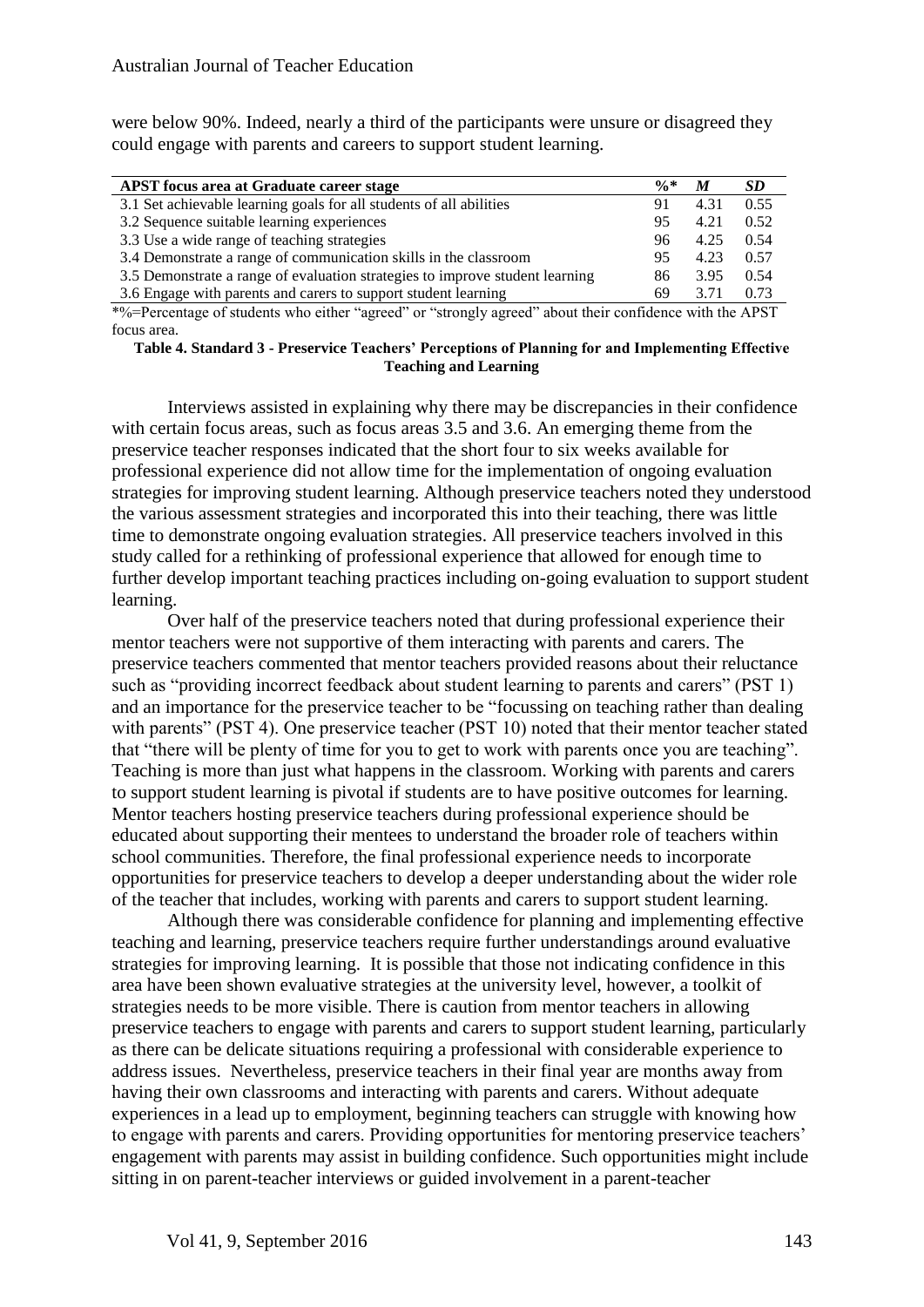were below 90%. Indeed, nearly a third of the participants were unsure or disagreed they could engage with parents and careers to support student learning.

| APST focus area at Graduate career stage | %* | *M* | *SD* |
|---|---|---|---|
| 3.1 Set achievable learning goals for all students of all abilities | 91 | 4.31 | 0.55 |
| 3.2 Sequence suitable learning experiences | 95 | 4.21 | 0.52 |
| 3.3 Use a wide range of teaching strategies | 96 | 4.25 | 0.54 |
| 3.4 Demonstrate a range of communication skills in the classroom | 95 | 4.23 | 0.57 |
| 3.5 Demonstrate a range of evaluation strategies to improve student learning | 86 | 3.95 | 0.54 |
| 3.6 Engage with parents and carers to support student learning | 69 | 3.71 | 0.73 |

*%=Percentage of students who either "agreed" or "strongly agreed" about their confidence with the APST focus area.

**Table 4. Standard 3 - Preservice Teachers' Perceptions of Planning for and Implementing Effective Teaching and Learning**

Interviews assisted in explaining why there may be discrepancies in their confidence with certain focus areas, such as focus areas 3.5 and 3.6. An emerging theme from the preservice teacher responses indicated that the short four to six weeks available for professional experience did not allow time for the implementation of ongoing evaluation strategies for improving student learning. Although preservice teachers noted they understood the various assessment strategies and incorporated this into their teaching, there was little time to demonstrate ongoing evaluation strategies. All preservice teachers involved in this study called for a rethinking of professional experience that allowed for enough time to further develop important teaching practices including on-going evaluation to support student learning.

Over half of the preservice teachers noted that during professional experience their mentor teachers were not supportive of them interacting with parents and carers. The preservice teachers commented that mentor teachers provided reasons about their reluctance such as "providing incorrect feedback about student learning to parents and carers" (PST 1) and an importance for the preservice teacher to be "focussing on teaching rather than dealing with parents" (PST 4). One preservice teacher (PST 10) noted that their mentor teacher stated that "there will be plenty of time for you to get to work with parents once you are teaching". Teaching is more than just what happens in the classroom. Working with parents and carers to support student learning is pivotal if students are to have positive outcomes for learning. Mentor teachers hosting preservice teachers during professional experience should be educated about supporting their mentees to understand the broader role of teachers within school communities. Therefore, the final professional experience needs to incorporate opportunities for preservice teachers to develop a deeper understanding about the wider role of the teacher that includes, working with parents and carers to support student learning.

Although there was considerable confidence for planning and implementing effective teaching and learning, preservice teachers require further understandings around evaluative strategies for improving learning. It is possible that those not indicating confidence in this area have been shown evaluative strategies at the university level, however, a toolkit of strategies needs to be more visible. There is caution from mentor teachers in allowing preservice teachers to engage with parents and carers to support student learning, particularly as there can be delicate situations requiring a professional with considerable experience to address issues. Nevertheless, preservice teachers in their final year are months away from having their own classrooms and interacting with parents and carers. Without adequate experiences in a lead up to employment, beginning teachers can struggle with knowing how to engage with parents and carers. Providing opportunities for mentoring preservice teachers' engagement with parents may assist in building confidence. Such opportunities might include sitting in on parent-teacher interviews or guided involvement in a parent-teacher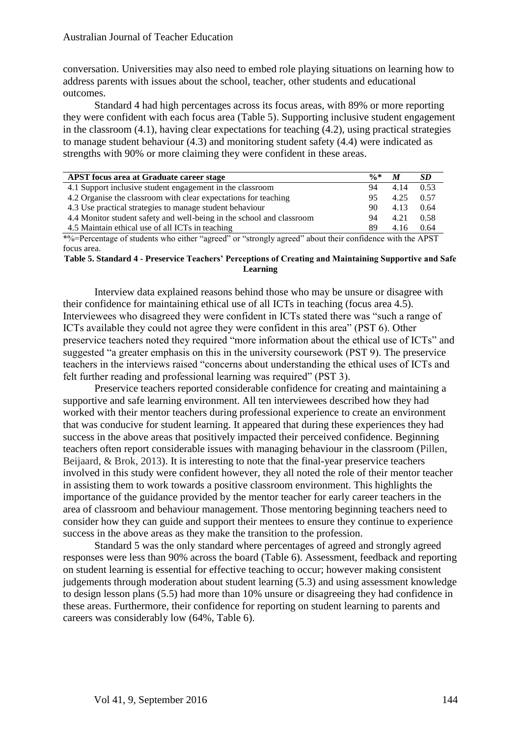conversation. Universities may also need to embed role playing situations on learning how to address parents with issues about the school, teacher, other students and educational outcomes.

Standard 4 had high percentages across its focus areas, with 89% or more reporting they were confident with each focus area (Table 5). Supporting inclusive student engagement in the classroom (4.1), having clear expectations for teaching (4.2), using practical strategies to manage student behaviour (4.3) and monitoring student safety (4.4) were indicated as strengths with 90% or more claiming they were confident in these areas.

| APST focus area at Graduate career stage | %* | *M* | *SD* |
|---|---|---|---|
| 4.1 Support inclusive student engagement in the classroom | 94 | 4.14 | 0.53 |
| 4.2 Organise the classroom with clear expectations for teaching | 95 | 4.25 | 0.57 |
| 4.3 Use practical strategies to manage student behaviour | 90 | 4.13 | 0.64 |
| 4.4 Monitor student safety and well-being in the school and classroom | 94 | 4.21 | 0.58 |
| 4.5 Maintain ethical use of all ICTs in teaching | 89 | 4.16 | 0.64 |

*%=Percentage of students who either "agreed" or "strongly agreed" about their confidence with the APST focus area.

**Table 5. Standard 4 - Preservice Teachers' Perceptions of Creating and Maintaining Supportive and Safe Learning**

Interview data explained reasons behind those who may be unsure or disagree with their confidence for maintaining ethical use of all ICTs in teaching (focus area 4.5). Interviewees who disagreed they were confident in ICTs stated there was "such a range of ICTs available they could not agree they were confident in this area" (PST 6). Other preservice teachers noted they required "more information about the ethical use of ICTs" and suggested "a greater emphasis on this in the university coursework (PST 9). The preservice teachers in the interviews raised "concerns about understanding the ethical uses of ICTs and felt further reading and professional learning was required" (PST 3).

Preservice teachers reported considerable confidence for creating and maintaining a supportive and safe learning environment. All ten interviewees described how they had worked with their mentor teachers during professional experience to create an environment that was conducive for student learning. It appeared that during these experiences they had success in the above areas that positively impacted their perceived confidence. Beginning teachers often report considerable issues with managing behaviour in the classroom (Pillen, Beijaard, & Brok, 2013). It is interesting to note that the final-year preservice teachers involved in this study were confident however, they all noted the role of their mentor teacher in assisting them to work towards a positive classroom environment. This highlights the importance of the guidance provided by the mentor teacher for early career teachers in the area of classroom and behaviour management. Those mentoring beginning teachers need to consider how they can guide and support their mentees to ensure they continue to experience success in the above areas as they make the transition to the profession.

Standard 5 was the only standard where percentages of agreed and strongly agreed responses were less than 90% across the board (Table 6). Assessment, feedback and reporting on student learning is essential for effective teaching to occur; however making consistent judgements through moderation about student learning (5.3) and using assessment knowledge to design lesson plans (5.5) had more than 10% unsure or disagreeing they had confidence in these areas. Furthermore, their confidence for reporting on student learning to parents and careers was considerably low (64%, Table 6).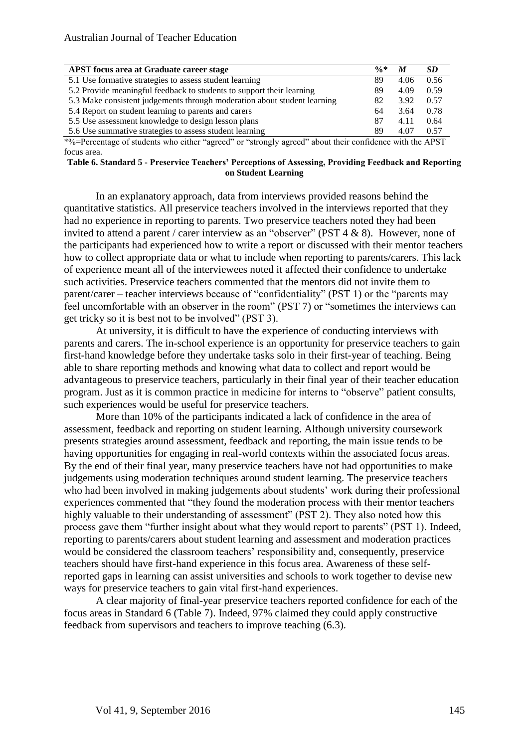| APST focus area at Graduate career stage | %* | *M* | *SD* |
|---|---|---|---|
| 5.1 Use formative strategies to assess student learning | 89 | 4.06 | 0.56 |
| 5.2 Provide meaningful feedback to students to support their learning | 89 | 4.09 | 0.59 |
| 5.3 Make consistent judgements through moderation about student learning | 82 | 3.92 | 0.57 |
| 5.4 Report on student learning to parents and carers | 64 | 3.64 | 0.78 |
| 5.5 Use assessment knowledge to design lesson plans | 87 | 4.11 | 0.64 |
| 5.6 Use summative strategies to assess student learning | 89 | 4.07 | 0.57 |

*%=Percentage of students who either "agreed" or "strongly agreed" about their confidence with the APST focus area.

**Table 6. Standard 5 - Preservice Teachers' Perceptions of Assessing, Providing Feedback and Reporting on Student Learning**

In an explanatory approach, data from interviews provided reasons behind the quantitative statistics. All preservice teachers involved in the interviews reported that they had no experience in reporting to parents. Two preservice teachers noted they had been invited to attend a parent / carer interview as an "observer" (PST 4 & 8). However, none of the participants had experienced how to write a report or discussed with their mentor teachers how to collect appropriate data or what to include when reporting to parents/carers. This lack of experience meant all of the interviewees noted it affected their confidence to undertake such activities. Preservice teachers commented that the mentors did not invite them to parent/carer – teacher interviews because of "confidentiality" (PST 1) or the "parents may feel uncomfortable with an observer in the room" (PST 7) or "sometimes the interviews can get tricky so it is best not to be involved" (PST 3).

At university, it is difficult to have the experience of conducting interviews with parents and carers. The in-school experience is an opportunity for preservice teachers to gain first-hand knowledge before they undertake tasks solo in their first-year of teaching. Being able to share reporting methods and knowing what data to collect and report would be advantageous to preservice teachers, particularly in their final year of their teacher education program. Just as it is common practice in medicine for interns to "observe" patient consults, such experiences would be useful for preservice teachers.

More than 10% of the participants indicated a lack of confidence in the area of assessment, feedback and reporting on student learning. Although university coursework presents strategies around assessment, feedback and reporting, the main issue tends to be having opportunities for engaging in real-world contexts within the associated focus areas. By the end of their final year, many preservice teachers have not had opportunities to make judgements using moderation techniques around student learning. The preservice teachers who had been involved in making judgements about students' work during their professional experiences commented that "they found the moderation process with their mentor teachers highly valuable to their understanding of assessment" (PST 2). They also noted how this process gave them "further insight about what they would report to parents" (PST 1). Indeed, reporting to parents/carers about student learning and assessment and moderation practices would be considered the classroom teachers' responsibility and, consequently, preservice teachers should have first-hand experience in this focus area. Awareness of these self-reported gaps in learning can assist universities and schools to work together to devise new ways for preservice teachers to gain vital first-hand experiences.

A clear majority of final-year preservice teachers reported confidence for each of the focus areas in Standard 6 (Table 7). Indeed, 97% claimed they could apply constructive feedback from supervisors and teachers to improve teaching (6.3).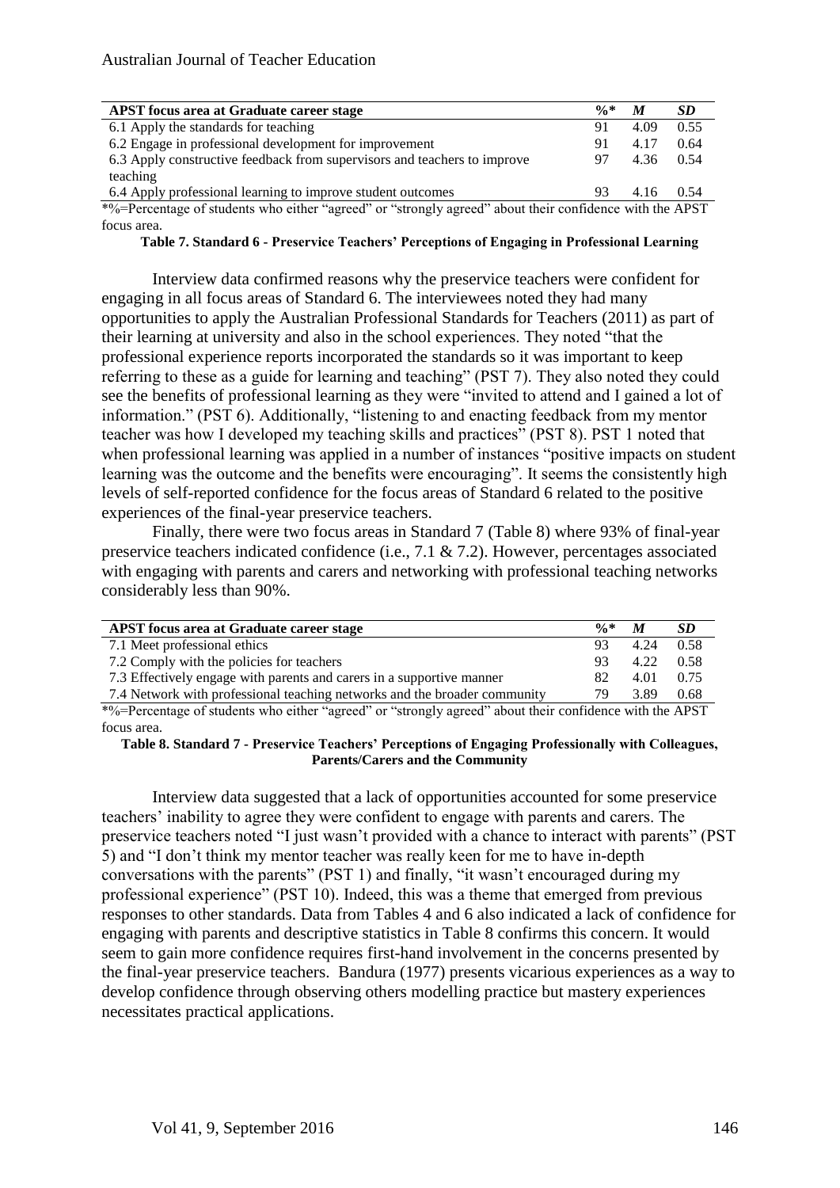| APST focus area at Graduate career stage | %* | *M* | *SD* |
| --- | --- | --- | --- |
| 6.1 Apply the standards for teaching | 91 | 4.09 | 0.55 |
| 6.2 Engage in professional development for improvement | 91 | 4.17 | 0.64 |
| 6.3 Apply constructive feedback from supervisors and teachers to improve teaching | 97 | 4.36 | 0.54 |
| 6.4 Apply professional learning to improve student outcomes | 93 | 4.16 | 0.54 |

*%=Percentage of students who either "agreed" or "strongly agreed" about their confidence with the APST focus area.

**Table 7. Standard 6 - Preservice Teachers' Perceptions of Engaging in Professional Learning**

Interview data confirmed reasons why the preservice teachers were confident for engaging in all focus areas of Standard 6. The interviewees noted they had many opportunities to apply the Australian Professional Standards for Teachers (2011) as part of their learning at university and also in the school experiences. They noted "that the professional experience reports incorporated the standards so it was important to keep referring to these as a guide for learning and teaching" (PST 7). They also noted they could see the benefits of professional learning as they were "invited to attend and I gained a lot of information." (PST 6). Additionally, "listening to and enacting feedback from my mentor teacher was how I developed my teaching skills and practices" (PST 8). PST 1 noted that when professional learning was applied in a number of instances "positive impacts on student learning was the outcome and the benefits were encouraging". It seems the consistently high levels of self-reported confidence for the focus areas of Standard 6 related to the positive experiences of the final-year preservice teachers.

Finally, there were two focus areas in Standard 7 (Table 8) where 93% of final-year preservice teachers indicated confidence (i.e., 7.1 & 7.2). However, percentages associated with engaging with parents and carers and networking with professional teaching networks considerably less than 90%.

| APST focus area at Graduate career stage | %* | *M* | *SD* |
| --- | --- | --- | --- |
| 7.1 Meet professional ethics | 93 | 4.24 | 0.58 |
| 7.2 Comply with the policies for teachers | 93 | 4.22 | 0.58 |
| 7.3 Effectively engage with parents and carers in a supportive manner | 82 | 4.01 | 0.75 |
| 7.4 Network with professional teaching networks and the broader community | 79 | 3.89 | 0.68 |

*%=Percentage of students who either "agreed" or "strongly agreed" about their confidence with the APST focus area.

**Table 8. Standard 7 - Preservice Teachers' Perceptions of Engaging Professionally with Colleagues, Parents/Carers and the Community**

Interview data suggested that a lack of opportunities accounted for some preservice teachers' inability to agree they were confident to engage with parents and carers. The preservice teachers noted "I just wasn't provided with a chance to interact with parents" (PST 5) and "I don't think my mentor teacher was really keen for me to have in-depth conversations with the parents" (PST 1) and finally, "it wasn't encouraged during my professional experience" (PST 10). Indeed, this was a theme that emerged from previous responses to other standards. Data from Tables 4 and 6 also indicated a lack of confidence for engaging with parents and descriptive statistics in Table 8 confirms this concern. It would seem to gain more confidence requires first-hand involvement in the concerns presented by the final-year preservice teachers. Bandura (1977) presents vicarious experiences as a way to develop confidence through observing others modelling practice but mastery experiences necessitates practical applications.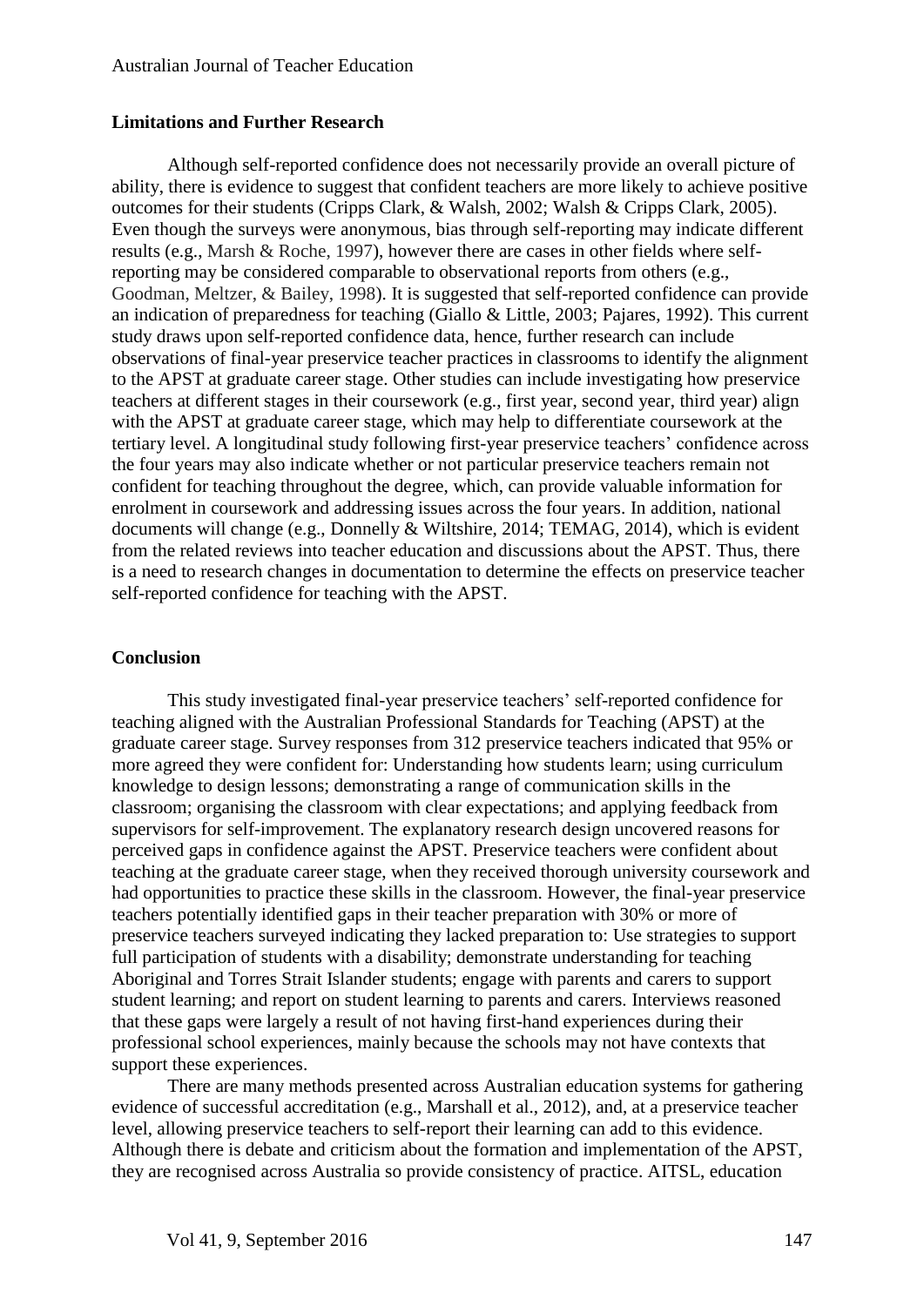### Limitations and Further Research

Although self-reported confidence does not necessarily provide an overall picture of ability, there is evidence to suggest that confident teachers are more likely to achieve positive outcomes for their students (Cripps Clark, & Walsh, 2002; Walsh & Cripps Clark, 2005). Even though the surveys were anonymous, bias through self-reporting may indicate different results (e.g., Marsh & Roche, 1997), however there are cases in other fields where self-reporting may be considered comparable to observational reports from others (e.g., Goodman, Meltzer, & Bailey, 1998). It is suggested that self-reported confidence can provide an indication of preparedness for teaching (Giallo & Little, 2003; Pajares, 1992). This current study draws upon self-reported confidence data, hence, further research can include observations of final-year preservice teacher practices in classrooms to identify the alignment to the APST at graduate career stage. Other studies can include investigating how preservice teachers at different stages in their coursework (e.g., first year, second year, third year) align with the APST at graduate career stage, which may help to differentiate coursework at the tertiary level. A longitudinal study following first-year preservice teachers' confidence across the four years may also indicate whether or not particular preservice teachers remain not confident for teaching throughout the degree, which, can provide valuable information for enrolment in coursework and addressing issues across the four years. In addition, national documents will change (e.g., Donnelly & Wiltshire, 2014; TEMAG, 2014), which is evident from the related reviews into teacher education and discussions about the APST. Thus, there is a need to research changes in documentation to determine the effects on preservice teacher self-reported confidence for teaching with the APST.

### Conclusion

This study investigated final-year preservice teachers' self-reported confidence for teaching aligned with the Australian Professional Standards for Teaching (APST) at the graduate career stage. Survey responses from 312 preservice teachers indicated that 95% or more agreed they were confident for: Understanding how students learn; using curriculum knowledge to design lessons; demonstrating a range of communication skills in the classroom; organising the classroom with clear expectations; and applying feedback from supervisors for self-improvement. The explanatory research design uncovered reasons for perceived gaps in confidence against the APST. Preservice teachers were confident about teaching at the graduate career stage, when they received thorough university coursework and had opportunities to practice these skills in the classroom. However, the final-year preservice teachers potentially identified gaps in their teacher preparation with 30% or more of preservice teachers surveyed indicating they lacked preparation to: Use strategies to support full participation of students with a disability; demonstrate understanding for teaching Aboriginal and Torres Strait Islander students; engage with parents and carers to support student learning; and report on student learning to parents and carers. Interviews reasoned that these gaps were largely a result of not having first-hand experiences during their professional school experiences, mainly because the schools may not have contexts that support these experiences.

There are many methods presented across Australian education systems for gathering evidence of successful accreditation (e.g., Marshall et al., 2012), and, at a preservice teacher level, allowing preservice teachers to self-report their learning can add to this evidence. Although there is debate and criticism about the formation and implementation of the APST, they are recognised across Australia so provide consistency of practice. AITSL, education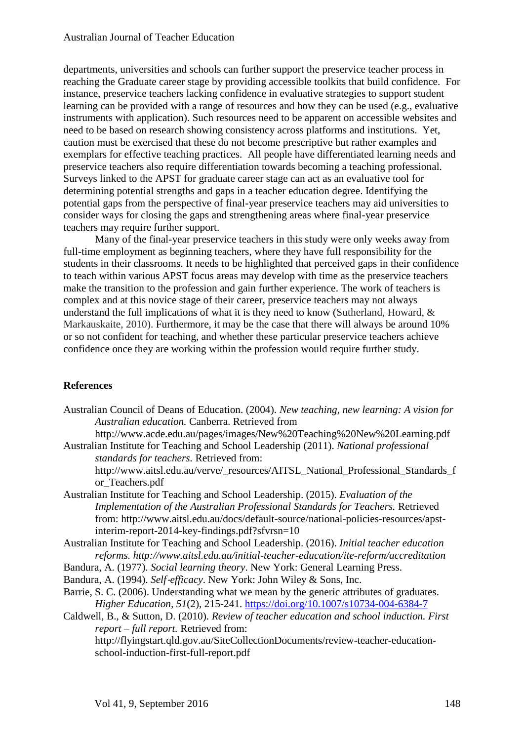departments, universities and schools can further support the preservice teacher process in reaching the Graduate career stage by providing accessible toolkits that build confidence. For instance, preservice teachers lacking confidence in evaluative strategies to support student learning can be provided with a range of resources and how they can be used (e.g., evaluative instruments with application). Such resources need to be apparent on accessible websites and need to be based on research showing consistency across platforms and institutions. Yet, caution must be exercised that these do not become prescriptive but rather examples and exemplars for effective teaching practices. All people have differentiated learning needs and preservice teachers also require differentiation towards becoming a teaching professional. Surveys linked to the APST for graduate career stage can act as an evaluative tool for determining potential strengths and gaps in a teacher education degree. Identifying the potential gaps from the perspective of final-year preservice teachers may aid universities to consider ways for closing the gaps and strengthening areas where final-year preservice teachers may require further support.

Many of the final-year preservice teachers in this study were only weeks away from full-time employment as beginning teachers, where they have full responsibility for the students in their classrooms. It needs to be highlighted that perceived gaps in their confidence to teach within various APST focus areas may develop with time as the preservice teachers make the transition to the profession and gain further experience. The work of teachers is complex and at this novice stage of their career, preservice teachers may not always understand the full implications of what it is they need to know (Sutherland, Howard, & Markauskaite, 2010). Furthermore, it may be the case that there will always be around 10% or so not confident for teaching, and whether these particular preservice teachers achieve confidence once they are working within the profession would require further study.

## References

Australian Council of Deans of Education. (2004). *New teaching, new learning: A vision for Australian education.* Canberra. Retrieved from http://www.acde.edu.au/pages/images/New%20Teaching%20New%20Learning.pdf

Australian Institute for Teaching and School Leadership (2011). *National professional standards for teachers.* Retrieved from: http://www.aitsl.edu.au/verve/_resources/AITSL_National_Professional_Standards_for_Teachers.pdf

Australian Institute for Teaching and School Leadership. (2015). *Evaluation of the Implementation of the Australian Professional Standards for Teachers.* Retrieved from: http://www.aitsl.edu.au/docs/default-source/national-policies-resources/apst-interim-report-2014-key-findings.pdf?sfvrsn=10

Australian Institute for Teaching and School Leadership. (2016). *Initial teacher education reforms. http://www.aitsl.edu.au/initial-teacher-education/ite-reform/accreditation*

Bandura, A. (1977). *Social learning theory*. New York: General Learning Press.

Bandura, A. (1994). *Self-efficacy*. New York: John Wiley & Sons, Inc.

Barrie, S. C. (2006). Understanding what we mean by the generic attributes of graduates. *Higher Education*, *51*(2), 215-241. https://doi.org/10.1007/s10734-004-6384-7

Caldwell, B., & Sutton, D. (2010). *Review of teacher education and school induction. First report – full report.* Retrieved from: http://flyingstart.qld.gov.au/SiteCollectionDocuments/review-teacher-education-school-induction-first-full-report.pdf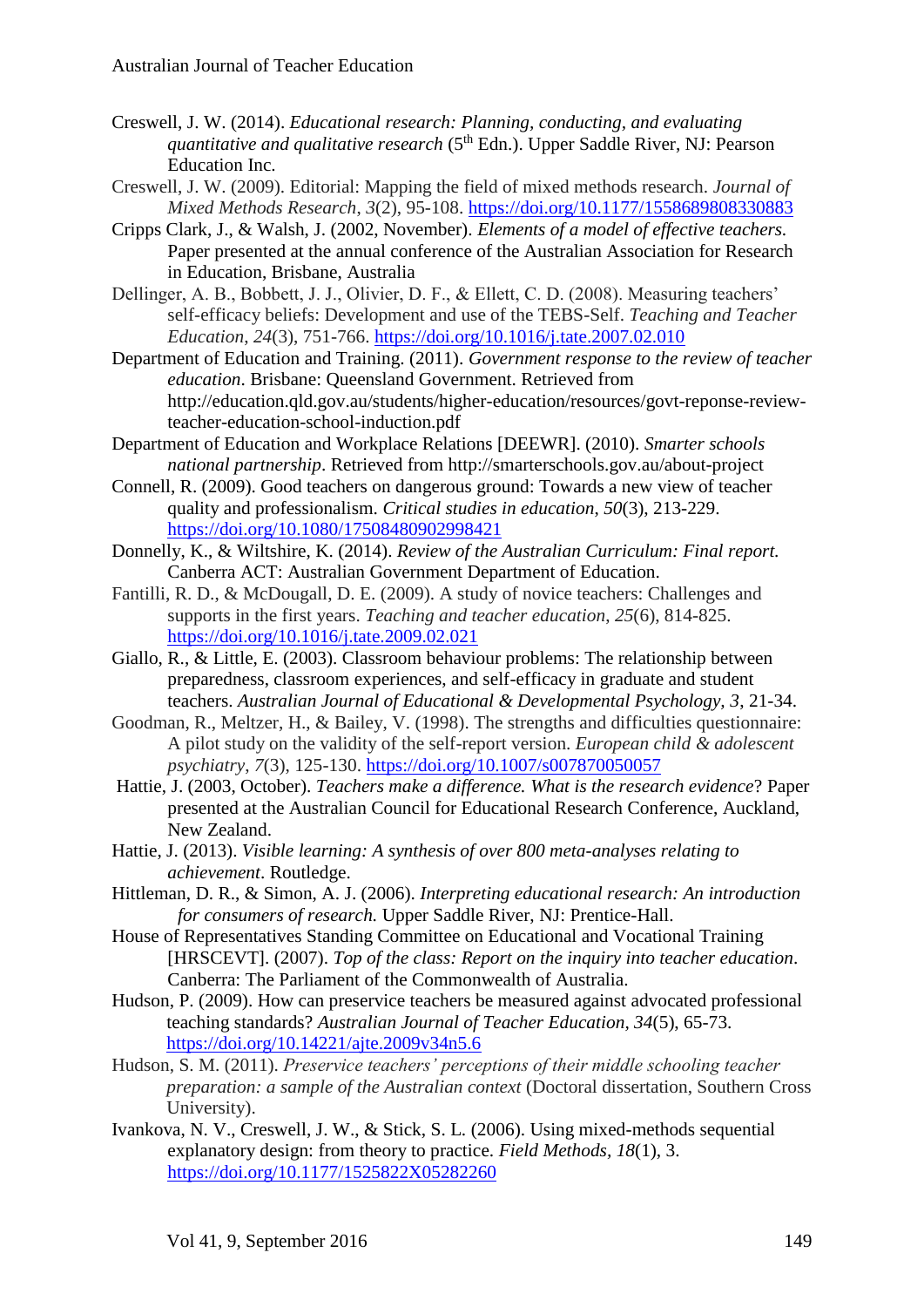Creswell, J. W. (2014). *Educational research: Planning, conducting, and evaluating quantitative and qualitative research* (5th Edn.). Upper Saddle River, NJ: Pearson Education Inc.

Creswell, J. W. (2009). Editorial: Mapping the field of mixed methods research. *Journal of Mixed Methods Research*, *3*(2), 95-108. https://doi.org/10.1177/1558689808330883

Cripps Clark, J., & Walsh, J. (2002, November). *Elements of a model of effective teachers.* Paper presented at the annual conference of the Australian Association for Research in Education, Brisbane, Australia

Dellinger, A. B., Bobbett, J. J., Olivier, D. F., & Ellett, C. D. (2008). Measuring teachers' self-efficacy beliefs: Development and use of the TEBS-Self. *Teaching and Teacher Education*, *24*(3), 751-766. https://doi.org/10.1016/j.tate.2007.02.010

Department of Education and Training. (2011). *Government response to the review of teacher education*. Brisbane: Queensland Government. Retrieved from http://education.qld.gov.au/students/higher-education/resources/govt-reponse-review-teacher-education-school-induction.pdf

Department of Education and Workplace Relations [DEEWR]. (2010). *Smarter schools national partnership*. Retrieved from http://smarterschools.gov.au/about-project

Connell, R. (2009). Good teachers on dangerous ground: Towards a new view of teacher quality and professionalism. *Critical studies in education*, *50*(3), 213-229. https://doi.org/10.1080/17508480902998421

Donnelly, K., & Wiltshire, K. (2014). *Review of the Australian Curriculum: Final report.* Canberra ACT: Australian Government Department of Education.

Fantilli, R. D., & McDougall, D. E. (2009). A study of novice teachers: Challenges and supports in the first years. *Teaching and teacher education*, *25*(6), 814-825. https://doi.org/10.1016/j.tate.2009.02.021

Giallo, R., & Little, E. (2003). Classroom behaviour problems: The relationship between preparedness, classroom experiences, and self-efficacy in graduate and student teachers. *Australian Journal of Educational & Developmental Psychology*, *3*, 21-34.

Goodman, R., Meltzer, H., & Bailey, V. (1998). The strengths and difficulties questionnaire: A pilot study on the validity of the self-report version. *European child & adolescent psychiatry*, *7*(3), 125-130. https://doi.org/10.1007/s007870050057

Hattie, J. (2003, October). *Teachers make a difference. What is the research evidence*? Paper presented at the Australian Council for Educational Research Conference, Auckland, New Zealand.

Hattie, J. (2013). *Visible learning: A synthesis of over 800 meta-analyses relating to achievement*. Routledge.

Hittleman, D. R., & Simon, A. J. (2006). *Interpreting educational research: An introduction for consumers of research.* Upper Saddle River, NJ: Prentice-Hall.

House of Representatives Standing Committee on Educational and Vocational Training [HRSCEVT]. (2007). *Top of the class: Report on the inquiry into teacher education*. Canberra: The Parliament of the Commonwealth of Australia.

Hudson, P. (2009). How can preservice teachers be measured against advocated professional teaching standards? *Australian Journal of Teacher Education, 34*(5), 65-73. https://doi.org/10.14221/ajte.2009v34n5.6

Hudson, S. M. (2011). *Preservice teachers' perceptions of their middle schooling teacher preparation: a sample of the Australian context* (Doctoral dissertation, Southern Cross University).

Ivankova, N. V., Creswell, J. W., & Stick, S. L. (2006). Using mixed-methods sequential explanatory design: from theory to practice. *Field Methods*, *18*(1), 3. https://doi.org/10.1177/1525822X05282260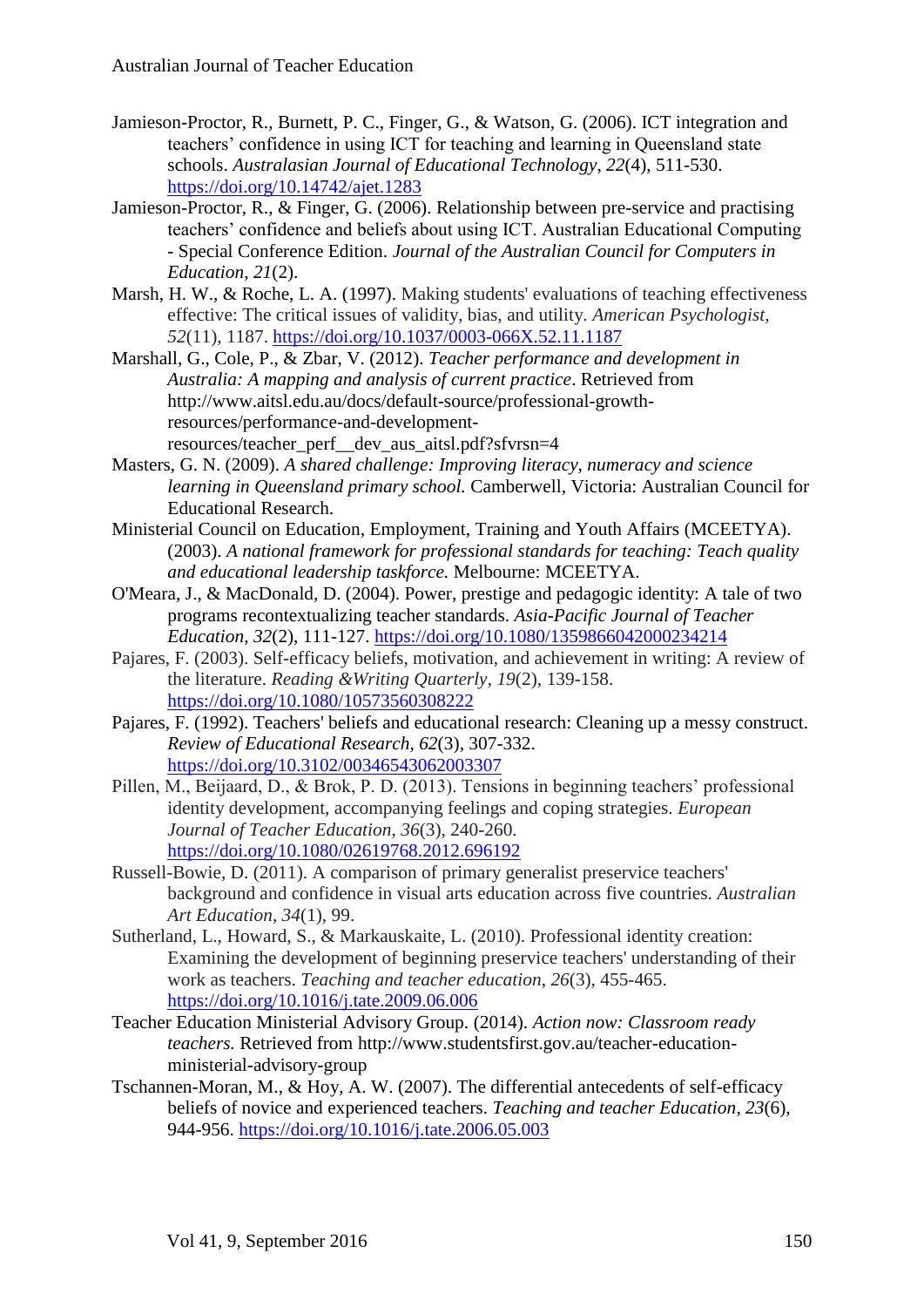Jamieson-Proctor, R., Burnett, P. C., Finger, G., & Watson, G. (2006). ICT integration and teachers' confidence in using ICT for teaching and learning in Queensland state schools. *Australasian Journal of Educational Technology*, *22*(4), 511-530. https://doi.org/10.14742/ajet.1283

Jamieson-Proctor, R., & Finger, G. (2006). Relationship between pre-service and practising teachers' confidence and beliefs about using ICT. Australian Educational Computing - Special Conference Edition. *Journal of the Australian Council for Computers in Education*, *21*(2).

Marsh, H. W., & Roche, L. A. (1997). Making students' evaluations of teaching effectiveness effective: The critical issues of validity, bias, and utility. *American Psychologist*, *52*(11), 1187. https://doi.org/10.1037/0003-066X.52.11.1187

Marshall, G., Cole, P., & Zbar, V. (2012). *Teacher performance and development in Australia: A mapping and analysis of current practice*. Retrieved from http://www.aitsl.edu.au/docs/default-source/professional-growth-resources/performance-and-development-resources/teacher_perf__dev_aus_aitsl.pdf?sfvrsn=4

Masters, G. N. (2009). *A shared challenge: Improving literacy, numeracy and science learning in Queensland primary school.* Camberwell, Victoria: Australian Council for Educational Research.

Ministerial Council on Education, Employment, Training and Youth Affairs (MCEETYA). (2003). *A national framework for professional standards for teaching: Teach quality and educational leadership taskforce.* Melbourne: MCEETYA.

O'Meara, J., & MacDonald, D. (2004). Power, prestige and pedagogic identity: A tale of two programs recontextualizing teacher standards. *Asia-Pacific Journal of Teacher Education*, *32*(2), 111-127. https://doi.org/10.1080/1359866042000234214

Pajares, F. (2003). Self-efficacy beliefs, motivation, and achievement in writing: A review of the literature. *Reading &Writing Quarterly*, *19*(2), 139-158. https://doi.org/10.1080/10573560308222

Pajares, F. (1992). Teachers' beliefs and educational research: Cleaning up a messy construct. *Review of Educational Research, 62*(3), 307-332. https://doi.org/10.3102/00346543062003307

Pillen, M., Beijaard, D., & Brok, P. D. (2013). Tensions in beginning teachers' professional identity development, accompanying feelings and coping strategies. *European Journal of Teacher Education*, *36*(3), 240-260. https://doi.org/10.1080/02619768.2012.696192

Russell-Bowie, D. (2011). A comparison of primary generalist preservice teachers' background and confidence in visual arts education across five countries. *Australian Art Education*, *34*(1), 99.

Sutherland, L., Howard, S., & Markauskaite, L. (2010). Professional identity creation: Examining the development of beginning preservice teachers' understanding of their work as teachers. *Teaching and teacher education*, *26*(3), 455-465. https://doi.org/10.1016/j.tate.2009.06.006

Teacher Education Ministerial Advisory Group. (2014). *Action now: Classroom ready teachers.* Retrieved from http://www.studentsfirst.gov.au/teacher-education-ministerial-advisory-group

Tschannen-Moran, M., & Hoy, A. W. (2007). The differential antecedents of self-efficacy beliefs of novice and experienced teachers. *Teaching and teacher Education*, *23*(6), 944-956. https://doi.org/10.1016/j.tate.2006.05.003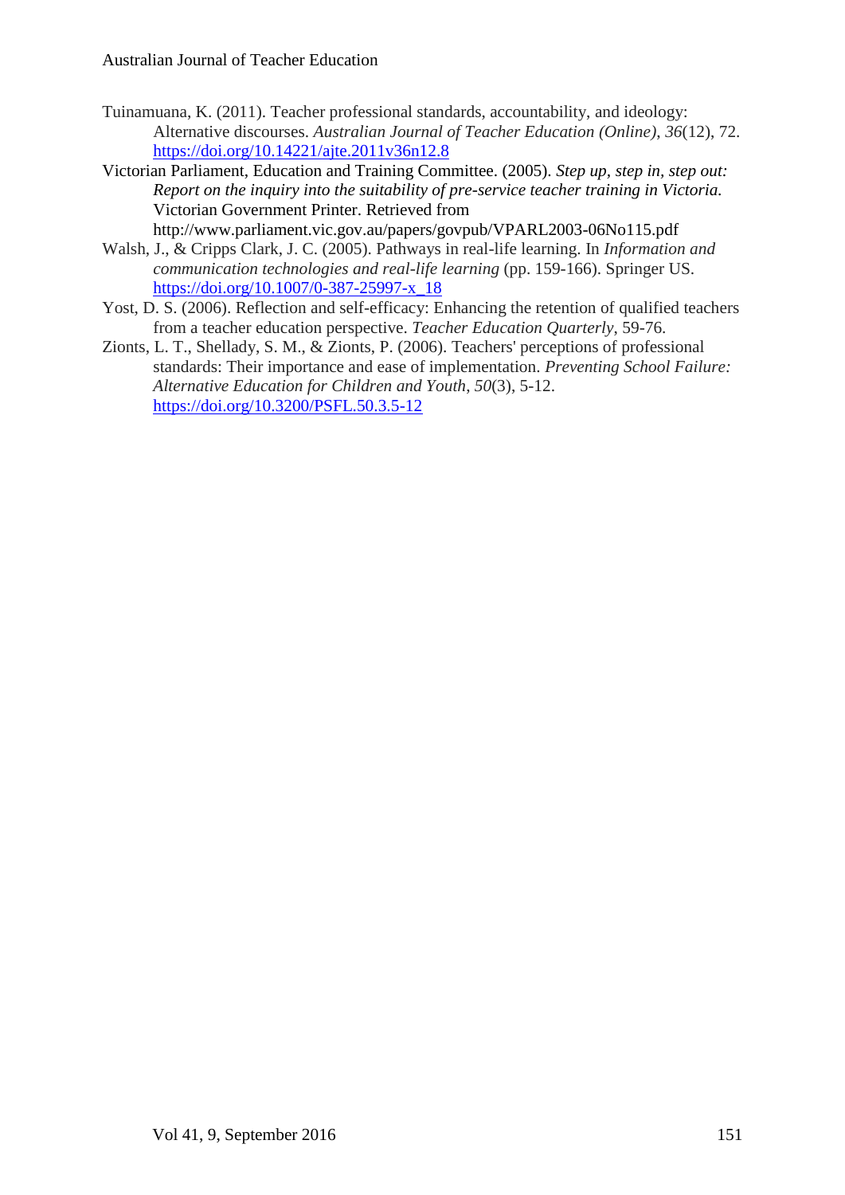Tuinamuana, K. (2011). Teacher professional standards, accountability, and ideology: Alternative discourses. *Australian Journal of Teacher Education (Online)*, *36*(12), 72. https://doi.org/10.14221/ajte.2011v36n12.8

Victorian Parliament, Education and Training Committee. (2005). *Step up, step in, step out: Report on the inquiry into the suitability of pre-service teacher training in Victoria.* Victorian Government Printer. Retrieved from http://www.parliament.vic.gov.au/papers/govpub/VPARL2003-06No115.pdf

Walsh, J., & Cripps Clark, J. C. (2005). Pathways in real-life learning. In *Information and communication technologies and real-life learning* (pp. 159-166). Springer US. https://doi.org/10.1007/0-387-25997-x_18

Yost, D. S. (2006). Reflection and self-efficacy: Enhancing the retention of qualified teachers from a teacher education perspective. *Teacher Education Quarterly*, 59-76.

Zionts, L. T., Shellady, S. M., & Zionts, P. (2006). Teachers' perceptions of professional standards: Their importance and ease of implementation. *Preventing School Failure: Alternative Education for Children and Youth*, *50*(3), 5-12. https://doi.org/10.3200/PSFL.50.3.5-12